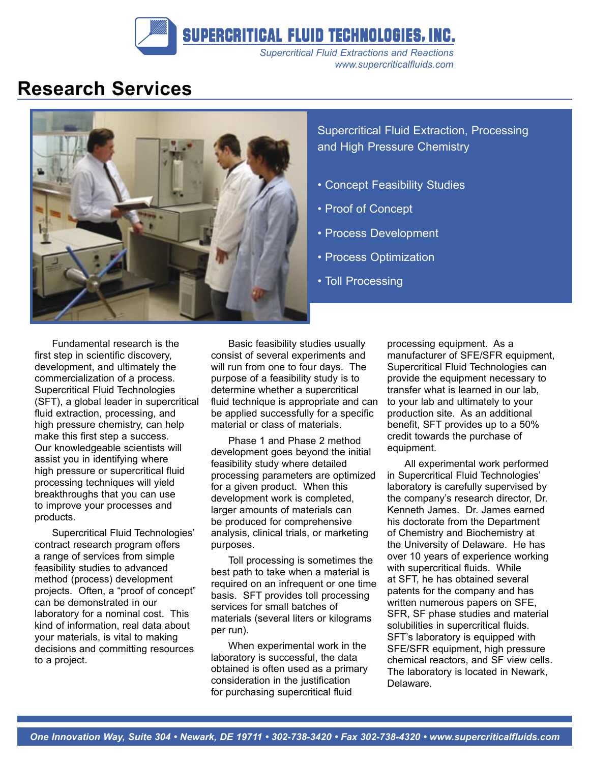**SUPERCRITICAL FLUID TECHNOLOGIES, INC.**

*Supercritical Fluid Extractions and Reactions*
*www.supercriticalfluids.com*

# Research Services

Supercritical Fluid Extraction, Processing and High Pressure Chemistry

- Concept Feasibility Studies
- Proof of Concept
- Process Development
- Process Optimization
- Toll Processing

Fundamental research is the first step in scientific discovery, development, and ultimately the commercialization of a process. Supercritical Fluid Technologies (SFT), a global leader in supercritical fluid extraction, processing, and high pressure chemistry, can help make this first step a success. Our knowledgeable scientists will assist you in identifying where high pressure or supercritical fluid processing techniques will yield breakthroughs that you can use to improve your processes and products.

Supercritical Fluid Technologies' contract research program offers a range of services from simple feasibility studies to advanced method (process) development projects. Often, a "proof of concept" can be demonstrated in our laboratory for a nominal cost. This kind of information, real data about your materials, is vital to making decisions and committing resources to a project.

Basic feasibility studies usually consist of several experiments and will run from one to four days. The purpose of a feasibility study is to determine whether a supercritical fluid technique is appropriate and can be applied successfully for a specific material or class of materials.

Phase 1 and Phase 2 method development goes beyond the initial feasibility study where detailed processing parameters are optimized for a given product. When this development work is completed, larger amounts of materials can be produced for comprehensive analysis, clinical trials, or marketing purposes.

Toll processing is sometimes the best path to take when a material is required on an infrequent or one time basis. SFT provides toll processing services for small batches of materials (several liters or kilograms per run).

When experimental work in the laboratory is successful, the data obtained is often used as a primary consideration in the justification for purchasing supercritical fluid processing equipment. As a manufacturer of SFE/SFR equipment, Supercritical Fluid Technologies can provide the equipment necessary to transfer what is learned in our lab, to your lab and ultimately to your production site. As an additional benefit, SFT provides up to a 50% credit towards the purchase of equipment.

All experimental work performed in Supercritical Fluid Technologies' laboratory is carefully supervised by the company's research director, Dr. Kenneth James. Dr. James earned his doctorate from the Department of Chemistry and Biochemistry at the University of Delaware. He has over 10 years of experience working with supercritical fluids. While at SFT, he has obtained several patents for the company and has written numerous papers on SFE, SFR, SF phase studies and material solubilities in supercritical fluids. SFT's laboratory is equipped with SFE/SFR equipment, high pressure chemical reactors, and SF view cells. The laboratory is located in Newark, Delaware.

*One Innovation Way, Suite 304 • Newark, DE 19711 • 302-738-3420 • Fax 302-738-4320 • www.supercriticalfluids.com*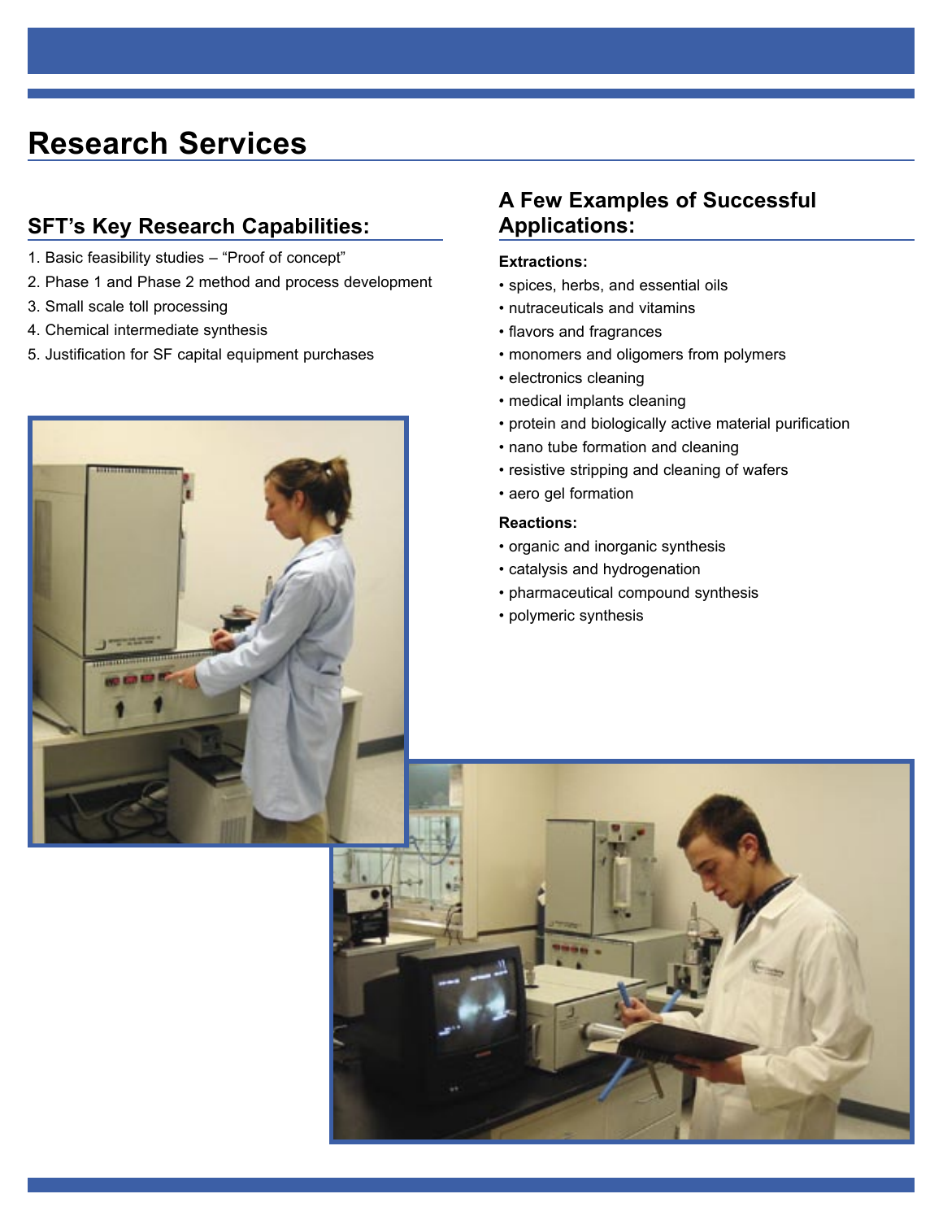# Research Services

## SFT's Key Research Capabilities:

1. Basic feasibility studies – "Proof of concept"
2. Phase 1 and Phase 2 method and process development
3. Small scale toll processing
4. Chemical intermediate synthesis
5. Justification for SF capital equipment purchases

## A Few Examples of Successful Applications:

**Extractions:**

- spices, herbs, and essential oils
- nutraceuticals and vitamins
- flavors and fragrances
- monomers and oligomers from polymers
- electronics cleaning
- medical implants cleaning
- protein and biologically active material purification
- nano tube formation and cleaning
- resistive stripping and cleaning of wafers
- aero gel formation

**Reactions:**

- organic and inorganic synthesis
- catalysis and hydrogenation
- pharmaceutical compound synthesis
- polymeric synthesis